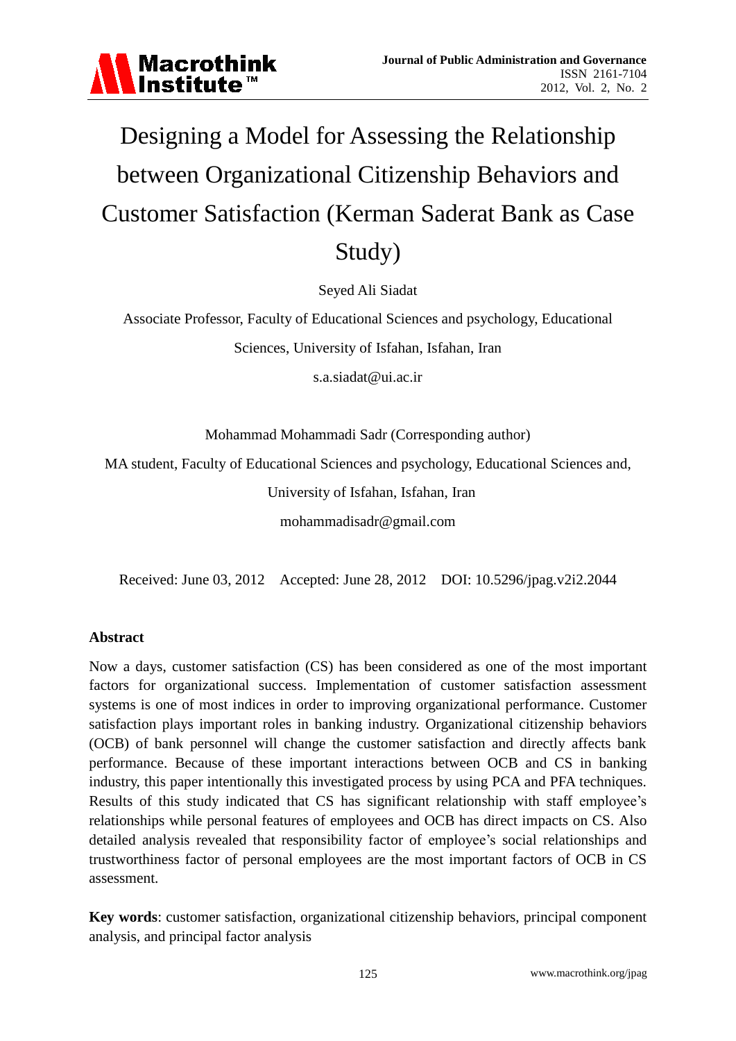# Designing a Model for Assessing the Relationship between Organizational Citizenship Behaviors and Customer Satisfaction (Kerman Saderat Bank as Case Study)

Seyed Ali Siadat

Associate Professor, Faculty of Educational Sciences and psychology, Educational Sciences, University of Isfahan, Isfahan, Iran

s.a.siadat@ui.ac.ir

Mohammad Mohammadi Sadr (Corresponding author)

MA student, Faculty of Educational Sciences and psychology, Educational Sciences and, University of Isfahan, Isfahan, Iran

mohammadisadr@gmail.com

Received: June 03, 2012 Accepted: June 28, 2012 DOI: 10.5296/jpag.v2i2.2044

## Abstract

Now a days, customer satisfaction (CS) has been considered as one of the most important factors for organizational success. Implementation of customer satisfaction assessment systems is one of most indices in order to improving organizational performance. Customer satisfaction plays important roles in banking industry. Organizational citizenship behaviors (OCB) of bank personnel will change the customer satisfaction and directly affects bank performance. Because of these important interactions between OCB and CS in banking industry, this paper intentionally this investigated process by using PCA and PFA techniques. Results of this study indicated that CS has significant relationship with staff employee's relationships while personal features of employees and OCB has direct impacts on CS. Also detailed analysis revealed that responsibility factor of employee's social relationships and trustworthiness factor of personal employees are the most important factors of OCB in CS assessment.

**Key words**: customer satisfaction, organizational citizenship behaviors, principal component analysis, and principal factor analysis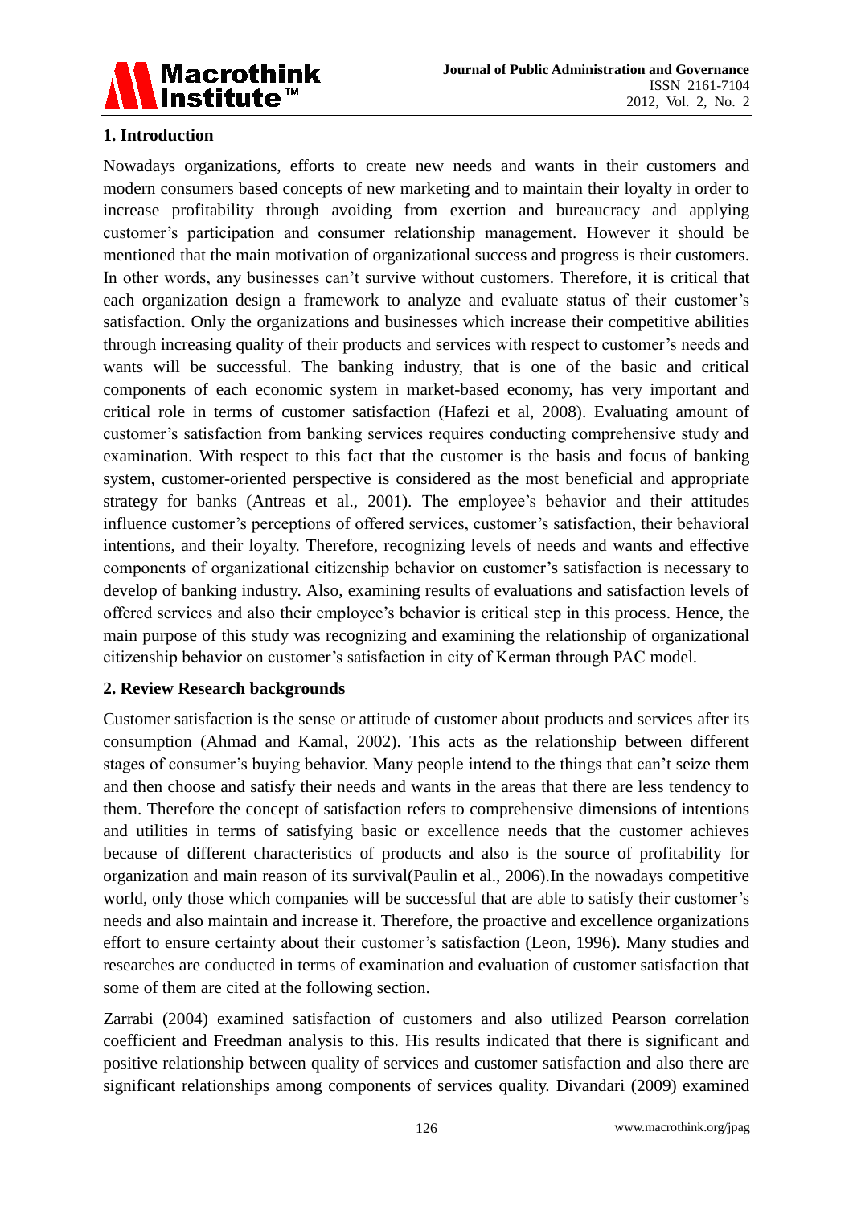## 1. Introduction

Nowadays organizations, efforts to create new needs and wants in their customers and modern consumers based concepts of new marketing and to maintain their loyalty in order to increase profitability through avoiding from exertion and bureaucracy and applying customer's participation and consumer relationship management. However it should be mentioned that the main motivation of organizational success and progress is their customers. In other words, any businesses can't survive without customers. Therefore, it is critical that each organization design a framework to analyze and evaluate status of their customer's satisfaction. Only the organizations and businesses which increase their competitive abilities through increasing quality of their products and services with respect to customer's needs and wants will be successful. The banking industry, that is one of the basic and critical components of each economic system in market-based economy, has very important and critical role in terms of customer satisfaction (Hafezi et al, 2008). Evaluating amount of customer's satisfaction from banking services requires conducting comprehensive study and examination. With respect to this fact that the customer is the basis and focus of banking system, customer-oriented perspective is considered as the most beneficial and appropriate strategy for banks (Antreas et al., 2001). The employee's behavior and their attitudes influence customer's perceptions of offered services, customer's satisfaction, their behavioral intentions, and their loyalty. Therefore, recognizing levels of needs and wants and effective components of organizational citizenship behavior on customer's satisfaction is necessary to develop of banking industry. Also, examining results of evaluations and satisfaction levels of offered services and also their employee's behavior is critical step in this process. Hence, the main purpose of this study was recognizing and examining the relationship of organizational citizenship behavior on customer's satisfaction in city of Kerman through PAC model.

## 2. Review Research backgrounds

Customer satisfaction is the sense or attitude of customer about products and services after its consumption (Ahmad and Kamal, 2002). This acts as the relationship between different stages of consumer's buying behavior. Many people intend to the things that can't seize them and then choose and satisfy their needs and wants in the areas that there are less tendency to them. Therefore the concept of satisfaction refers to comprehensive dimensions of intentions and utilities in terms of satisfying basic or excellence needs that the customer achieves because of different characteristics of products and also is the source of profitability for organization and main reason of its survival(Paulin et al., 2006).In the nowadays competitive world, only those which companies will be successful that are able to satisfy their customer's needs and also maintain and increase it. Therefore, the proactive and excellence organizations effort to ensure certainty about their customer's satisfaction (Leon, 1996). Many studies and researches are conducted in terms of examination and evaluation of customer satisfaction that some of them are cited at the following section.

Zarrabi (2004) examined satisfaction of customers and also utilized Pearson correlation coefficient and Freedman analysis to this. His results indicated that there is significant and positive relationship between quality of services and customer satisfaction and also there are significant relationships among components of services quality. Divandari (2009) examined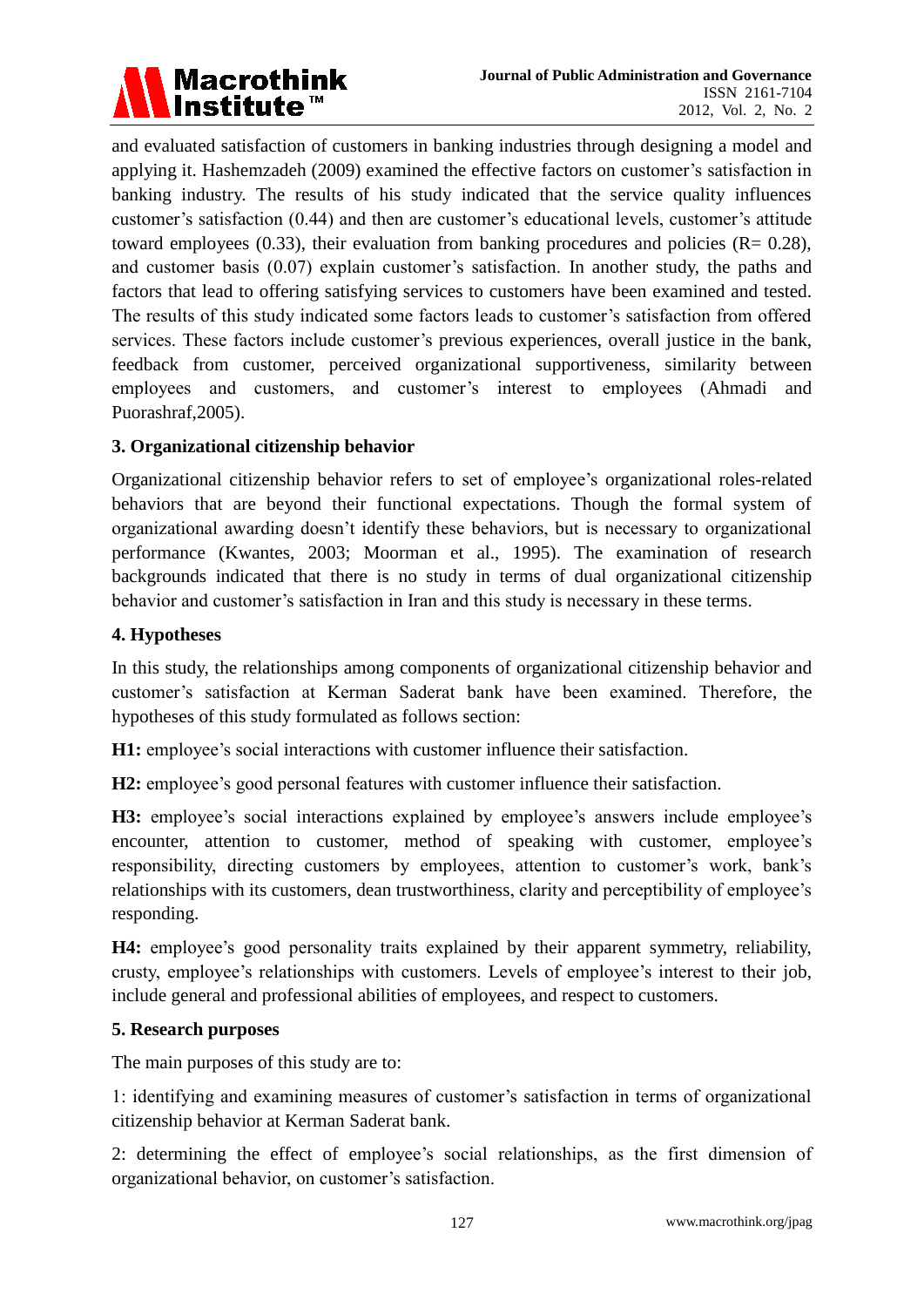and evaluated satisfaction of customers in banking industries through designing a model and applying it. Hashemzadeh (2009) examined the effective factors on customer's satisfaction in banking industry. The results of his study indicated that the service quality influences customer's satisfaction (0.44) and then are customer's educational levels, customer's attitude toward employees (0.33), their evaluation from banking procedures and policies (R= 0.28), and customer basis (0.07) explain customer's satisfaction. In another study, the paths and factors that lead to offering satisfying services to customers have been examined and tested. The results of this study indicated some factors leads to customer's satisfaction from offered services. These factors include customer's previous experiences, overall justice in the bank, feedback from customer, perceived organizational supportiveness, similarity between employees and customers, and customer's interest to employees (Ahmadi and Puorashraf,2005).

## 3. Organizational citizenship behavior

Organizational citizenship behavior refers to set of employee's organizational roles-related behaviors that are beyond their functional expectations. Though the formal system of organizational awarding doesn't identify these behaviors, but is necessary to organizational performance (Kwantes, 2003; Moorman et al., 1995). The examination of research backgrounds indicated that there is no study in terms of dual organizational citizenship behavior and customer's satisfaction in Iran and this study is necessary in these terms.

## 4. Hypotheses

In this study, the relationships among components of organizational citizenship behavior and customer's satisfaction at Kerman Saderat bank have been examined. Therefore, the hypotheses of this study formulated as follows section:

**H1:** employee's social interactions with customer influence their satisfaction.

**H2:** employee's good personal features with customer influence their satisfaction.

**H3:** employee's social interactions explained by employee's answers include employee's encounter, attention to customer, method of speaking with customer, employee's responsibility, directing customers by employees, attention to customer's work, bank's relationships with its customers, dean trustworthiness, clarity and perceptibility of employee's responding.

**H4:** employee's good personality traits explained by their apparent symmetry, reliability, crusty, employee's relationships with customers. Levels of employee's interest to their job, include general and professional abilities of employees, and respect to customers.

## 5. Research purposes

The main purposes of this study are to:

1: identifying and examining measures of customer's satisfaction in terms of organizational citizenship behavior at Kerman Saderat bank.

2: determining the effect of employee's social relationships, as the first dimension of organizational behavior, on customer's satisfaction.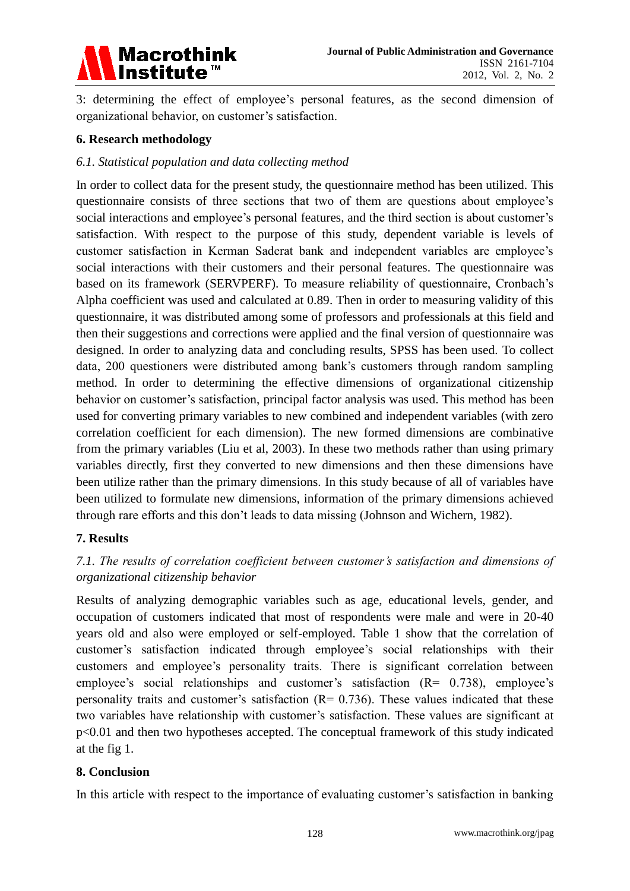3: determining the effect of employee's personal features, as the second dimension of organizational behavior, on customer's satisfaction.

## 6. Research methodology

### *6.1. Statistical population and data collecting method*

In order to collect data for the present study, the questionnaire method has been utilized. This questionnaire consists of three sections that two of them are questions about employee's social interactions and employee's personal features, and the third section is about customer's satisfaction. With respect to the purpose of this study, dependent variable is levels of customer satisfaction in Kerman Saderat bank and independent variables are employee's social interactions with their customers and their personal features. The questionnaire was based on its framework (SERVPERF). To measure reliability of questionnaire, Cronbach's Alpha coefficient was used and calculated at 0.89. Then in order to measuring validity of this questionnaire, it was distributed among some of professors and professionals at this field and then their suggestions and corrections were applied and the final version of questionnaire was designed. In order to analyzing data and concluding results, SPSS has been used. To collect data, 200 questioners were distributed among bank's customers through random sampling method. In order to determining the effective dimensions of organizational citizenship behavior on customer's satisfaction, principal factor analysis was used. This method has been used for converting primary variables to new combined and independent variables (with zero correlation coefficient for each dimension). The new formed dimensions are combinative from the primary variables (Liu et al, 2003). In these two methods rather than using primary variables directly, first they converted to new dimensions and then these dimensions have been utilize rather than the primary dimensions. In this study because of all of variables have been utilized to formulate new dimensions, information of the primary dimensions achieved through rare efforts and this don't leads to data missing (Johnson and Wichern, 1982).

## 7. Results

### *7.1. The results of correlation coefficient between customer's satisfaction and dimensions of organizational citizenship behavior*

Results of analyzing demographic variables such as age, educational levels, gender, and occupation of customers indicated that most of respondents were male and were in 20-40 years old and also were employed or self-employed. Table 1 show that the correlation of customer's satisfaction indicated through employee's social relationships with their customers and employee's personality traits. There is significant correlation between employee's social relationships and customer's satisfaction ($R= 0.738$), employee's personality traits and customer's satisfaction ($R= 0.736$). These values indicated that these two variables have relationship with customer's satisfaction. These values are significant at $p<0.01$ and then two hypotheses accepted. The conceptual framework of this study indicated at the fig 1.

## 8. Conclusion

In this article with respect to the importance of evaluating customer's satisfaction in banking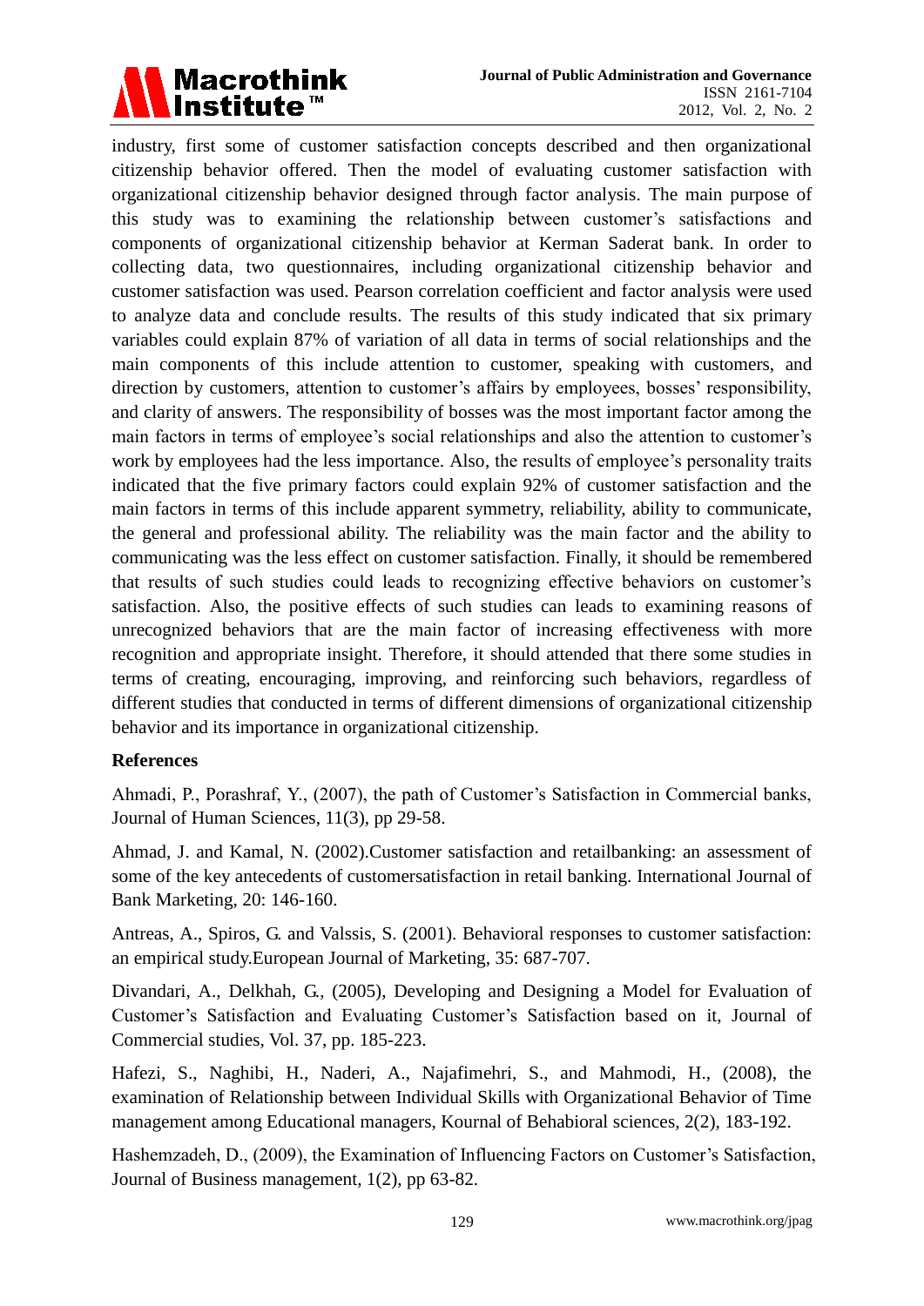industry, first some of customer satisfaction concepts described and then organizational citizenship behavior offered. Then the model of evaluating customer satisfaction with organizational citizenship behavior designed through factor analysis. The main purpose of this study was to examining the relationship between customer's satisfactions and components of organizational citizenship behavior at Kerman Saderat bank. In order to collecting data, two questionnaires, including organizational citizenship behavior and customer satisfaction was used. Pearson correlation coefficient and factor analysis were used to analyze data and conclude results. The results of this study indicated that six primary variables could explain 87% of variation of all data in terms of social relationships and the main components of this include attention to customer, speaking with customers, and direction by customers, attention to customer's affairs by employees, bosses' responsibility, and clarity of answers. The responsibility of bosses was the most important factor among the main factors in terms of employee's social relationships and also the attention to customer's work by employees had the less importance. Also, the results of employee's personality traits indicated that the five primary factors could explain 92% of customer satisfaction and the main factors in terms of this include apparent symmetry, reliability, ability to communicate, the general and professional ability. The reliability was the main factor and the ability to communicating was the less effect on customer satisfaction. Finally, it should be remembered that results of such studies could leads to recognizing effective behaviors on customer's satisfaction. Also, the positive effects of such studies can leads to examining reasons of unrecognized behaviors that are the main factor of increasing effectiveness with more recognition and appropriate insight. Therefore, it should attended that there some studies in terms of creating, encouraging, improving, and reinforcing such behaviors, regardless of different studies that conducted in terms of different dimensions of organizational citizenship behavior and its importance in organizational citizenship.

**References**

Ahmadi, P., Porashraf, Y., (2007), the path of Customer's Satisfaction in Commercial banks, Journal of Human Sciences, 11(3), pp 29-58.

Ahmad, J. and Kamal, N. (2002).Customer satisfaction and retailbanking: an assessment of some of the key antecedents of customersatisfaction in retail banking. International Journal of Bank Marketing, 20: 146-160.

Antreas, A., Spiros, G. and Valssis, S. (2001). Behavioral responses to customer satisfaction: an empirical study.European Journal of Marketing, 35: 687-707.

Divandari, A., Delkhah, G., (2005), Developing and Designing a Model for Evaluation of Customer's Satisfaction and Evaluating Customer's Satisfaction based on it, Journal of Commercial studies, Vol. 37, pp. 185-223.

Hafezi, S., Naghibi, H., Naderi, A., Najafimehri, S., and Mahmodi, H., (2008), the examination of Relationship between Individual Skills with Organizational Behavior of Time management among Educational managers, Kournal of Behabioral sciences, 2(2), 183-192.

Hashemzadeh, D., (2009), the Examination of Influencing Factors on Customer's Satisfaction, Journal of Business management, 1(2), pp 63-82.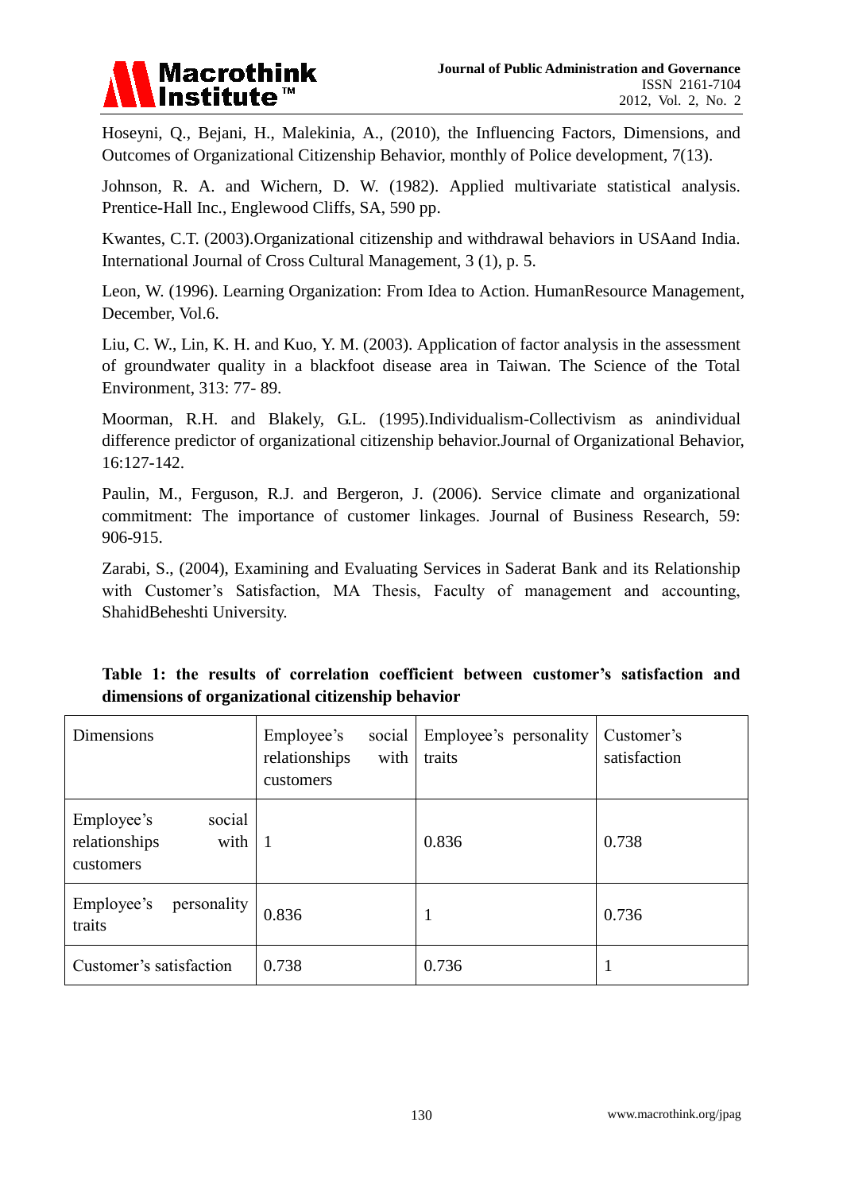Hoseyni, Q., Bejani, H., Malekinia, A., (2010), the Influencing Factors, Dimensions, and Outcomes of Organizational Citizenship Behavior, monthly of Police development, 7(13).

Johnson, R. A. and Wichern, D. W. (1982). Applied multivariate statistical analysis. Prentice-Hall Inc., Englewood Cliffs, SA, 590 pp.

Kwantes, C.T. (2003).Organizational citizenship and withdrawal behaviors in USAand India. International Journal of Cross Cultural Management, 3 (1), p. 5.

Leon, W. (1996). Learning Organization: From Idea to Action. HumanResource Management, December, Vol.6.

Liu, C. W., Lin, K. H. and Kuo, Y. M. (2003). Application of factor analysis in the assessment of groundwater quality in a blackfoot disease area in Taiwan. The Science of the Total Environment, 313: 77- 89.

Moorman, R.H. and Blakely, G.L. (1995).Individualism-Collectivism as anindividual difference predictor of organizational citizenship behavior.Journal of Organizational Behavior, 16:127-142.

Paulin, M., Ferguson, R.J. and Bergeron, J. (2006). Service climate and organizational commitment: The importance of customer linkages. Journal of Business Research, 59: 906-915.

Zarabi, S., (2004), Examining and Evaluating Services in Saderat Bank and its Relationship with Customer's Satisfaction, MA Thesis, Faculty of management and accounting, ShahidBeheshti University.

**Table 1: the results of correlation coefficient between customer's satisfaction and dimensions of organizational citizenship behavior**

| Dimensions | Employee's social relationships with customers | Employee's personality traits | Customer's satisfaction |
|---|---|---|---|
| Employee's social relationships with customers | 1 | 0.836 | 0.738 |
| Employee's personality traits | 0.836 | 1 | 0.736 |
| Customer's satisfaction | 0.738 | 0.736 | 1 |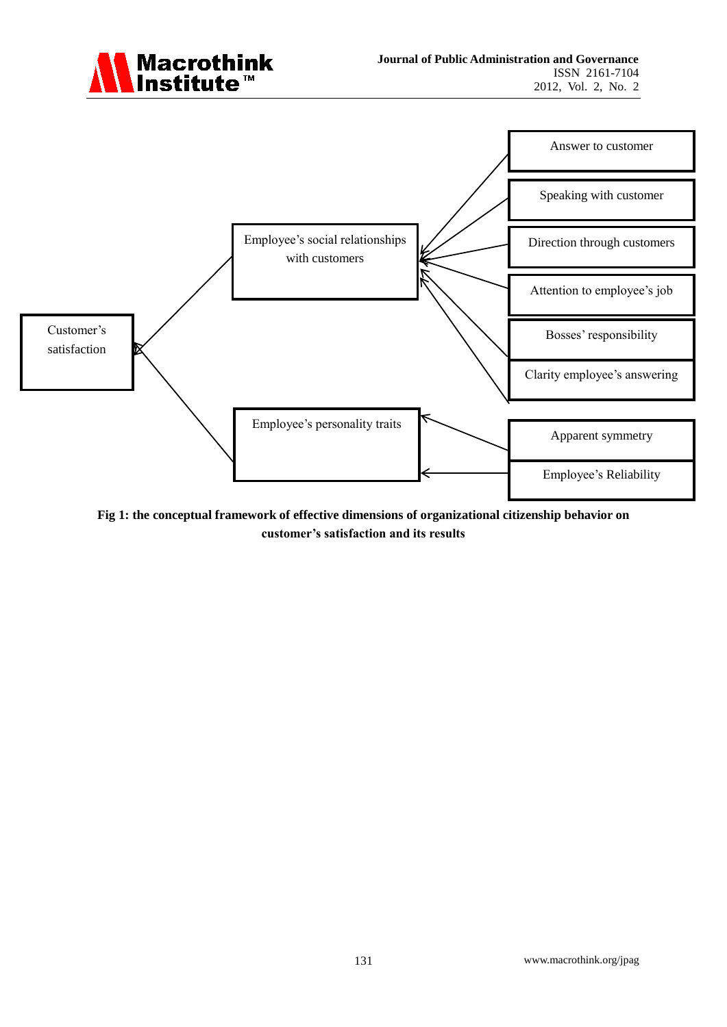Customer's satisfaction

Employee's social relationships with customers

Employee's personality traits

Answer to customer

Speaking with customer

Direction through customers

Attention to employee's job

Bosses' responsibility

Clarity employee's answering

Apparent symmetry

Employee's Reliability

**Fig 1: the conceptual framework of effective dimensions of organizational citizenship behavior on customer's satisfaction and its results**